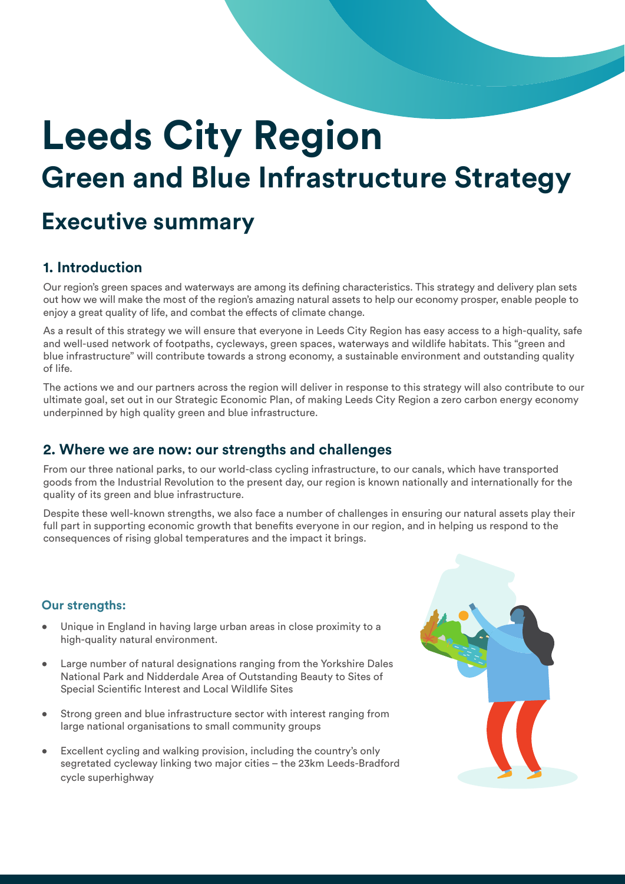# Leeds City Region

## Green and Blue Infrastructure Strategy

## Executive summary

### 1. Introduction

Our region's green spaces and waterways are among its defining characteristics. This strategy and delivery plan sets out how we will make the most of the region's amazing natural assets to help our economy prosper, enable people to enjoy a great quality of life, and combat the effects of climate change.

As a result of this strategy we will ensure that everyone in Leeds City Region has easy access to a high-quality, safe and well-used network of footpaths, cycleways, green spaces, waterways and wildlife habitats. This "green and blue infrastructure" will contribute towards a strong economy, a sustainable environment and outstanding quality of life.

The actions we and our partners across the region will deliver in response to this strategy will also contribute to our ultimate goal, set out in our Strategic Economic Plan, of making Leeds City Region a zero carbon energy economy underpinned by high quality green and blue infrastructure.

### 2. Where we are now: our strengths and challenges

From our three national parks, to our world-class cycling infrastructure, to our canals, which have transported goods from the Industrial Revolution to the present day, our region is known nationally and internationally for the quality of its green and blue infrastructure.

Despite these well-known strengths, we also face a number of challenges in ensuring our natural assets play their full part in supporting economic growth that benefits everyone in our region, and in helping us respond to the consequences of rising global temperatures and the impact it brings.

#### Our strengths:

- Unique in England in having large urban areas in close proximity to a high-quality natural environment.
- Large number of natural designations ranging from the Yorkshire Dales National Park and Nidderdale Area of Outstanding Beauty to Sites of Special Scientific Interest and Local Wildlife Sites
- Strong green and blue infrastructure sector with interest ranging from large national organisations to small community groups
- Excellent cycling and walking provision, including the country's only segretated cycleway linking two major cities – the 23km Leeds-Bradford cycle superhighway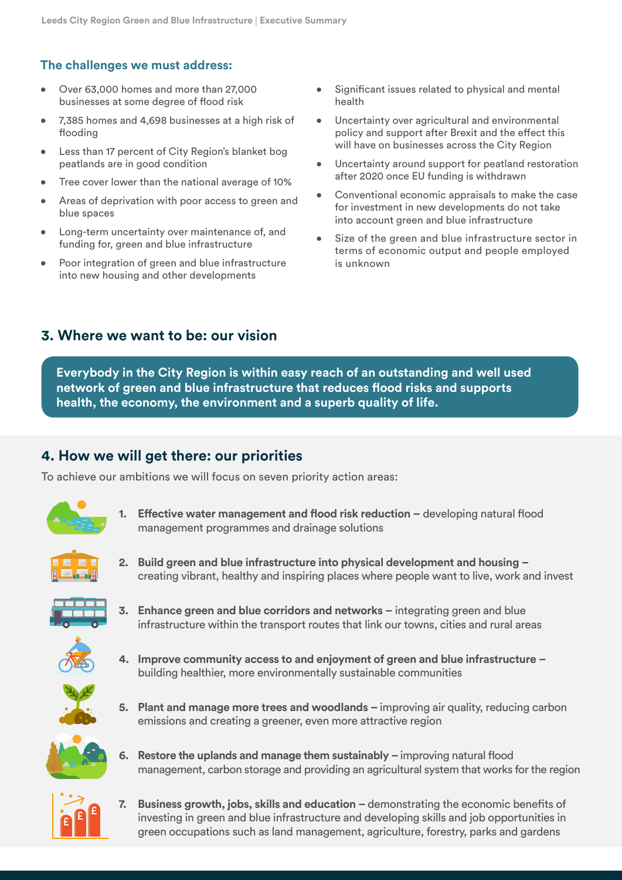### The challenges we must address:

- Over 63,000 homes and more than 27,000 businesses at some degree of flood risk
- 7,385 homes and 4,698 businesses at a high risk of flooding
- Less than 17 percent of City Region's blanket bog peatlands are in good condition
- Tree cover lower than the national average of 10%
- Areas of deprivation with poor access to green and blue spaces
- Long-term uncertainty over maintenance of, and funding for, green and blue infrastructure
- Poor integration of green and blue infrastructure into new housing and other developments
- Significant issues related to physical and mental health
- Uncertainty over agricultural and environmental policy and support after Brexit and the effect this will have on businesses across the City Region
- Uncertainty around support for peatland restoration after 2020 once EU funding is withdrawn
- Conventional economic appraisals to make the case for investment in new developments do not take into account green and blue infrastructure
- Size of the green and blue infrastructure sector in terms of economic output and people employed is unknown

## 3. Where we want to be: our vision

**Everybody in the City Region is within easy reach of an outstanding and well used network of green and blue infrastructure that reduces flood risks and supports health, the economy, the environment and a superb quality of life.**

## 4. How we will get there: our priorities

To achieve our ambitions we will focus on seven priority action areas:

1. **Effective water management and flood risk reduction –** developing natural flood management programmes and drainage solutions
2. **Build green and blue infrastructure into physical development and housing –** creating vibrant, healthy and inspiring places where people want to live, work and invest
3. **Enhance green and blue corridors and networks –** integrating green and blue infrastructure within the transport routes that link our towns, cities and rural areas
4. **Improve community access to and enjoyment of green and blue infrastructure –** building healthier, more environmentally sustainable communities
5. **Plant and manage more trees and woodlands –** improving air quality, reducing carbon emissions and creating a greener, even more attractive region
6. **Restore the uplands and manage them sustainably –** improving natural flood management, carbon storage and providing an agricultural system that works for the region
7. **Business growth, jobs, skills and education –** demonstrating the economic benefits of investing in green and blue infrastructure and developing skills and job opportunities in green occupations such as land management, agriculture, forestry, parks and gardens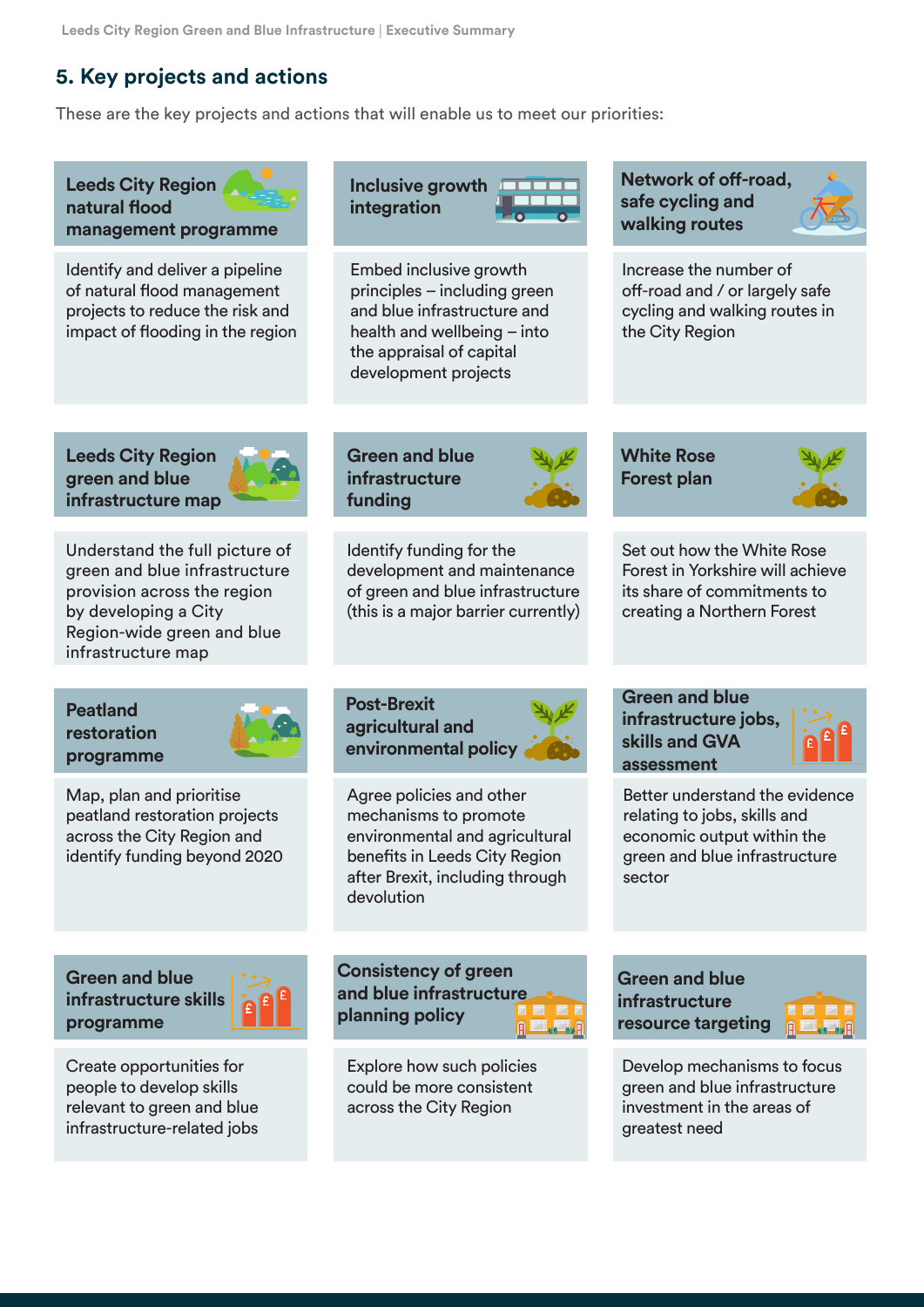## 5. Key projects and actions

These are the key projects and actions that will enable us to meet our priorities:

### Leeds City Region natural flood management programme

Identify and deliver a pipeline of natural flood management projects to reduce the risk and impact of flooding in the region

### Inclusive growth integration

Embed inclusive growth principles – including green and blue infrastructure and health and wellbeing – into the appraisal of capital development projects

### Network of off-road, safe cycling and walking routes

Increase the number of off-road and / or largely safe cycling and walking routes in the City Region

### Leeds City Region green and blue infrastructure map

Understand the full picture of green and blue infrastructure provision across the region by developing a City Region-wide green and blue infrastructure map

### Green and blue infrastructure funding

Identify funding for the development and maintenance of green and blue infrastructure (this is a major barrier currently)

### White Rose Forest plan

Set out how the White Rose Forest in Yorkshire will achieve its share of commitments to creating a Northern Forest

### Peatland restoration programme

Map, plan and prioritise peatland restoration projects across the City Region and identify funding beyond 2020

### Post-Brexit agricultural and environmental policy

Agree policies and other mechanisms to promote environmental and agricultural benefits in Leeds City Region after Brexit, including through devolution

### Green and blue infrastructure jobs, skills and GVA assessment

Better understand the evidence relating to jobs, skills and economic output within the green and blue infrastructure sector

### Green and blue infrastructure skills programme

Create opportunities for people to develop skills relevant to green and blue infrastructure-related jobs

### Consistency of green and blue infrastructure planning policy

Explore how such policies could be more consistent across the City Region

### Green and blue infrastructure resource targeting

Develop mechanisms to focus green and blue infrastructure investment in the areas of greatest need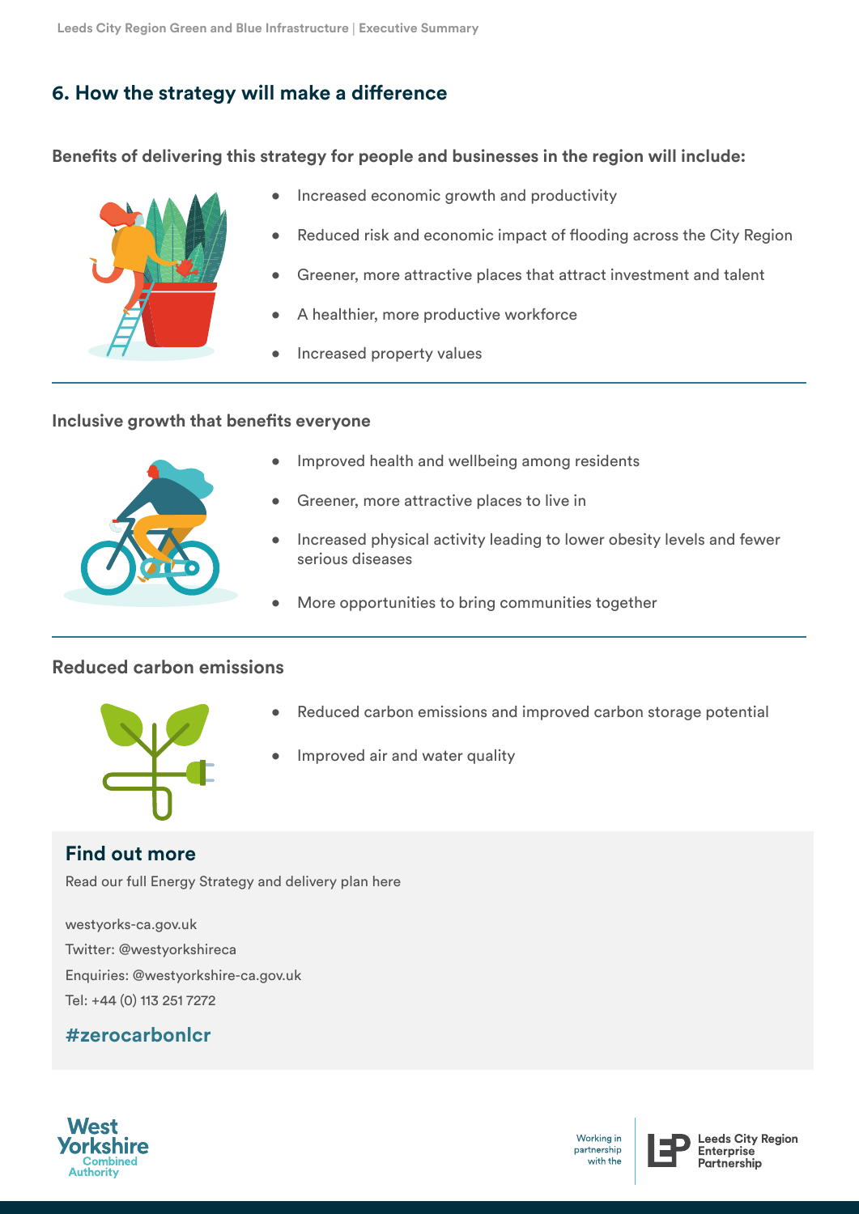## 6. How the strategy will make a difference

**Benefits of delivering this strategy for people and businesses in the region will include:**

- Increased economic growth and productivity
- Reduced risk and economic impact of flooding across the City Region
- Greener, more attractive places that attract investment and talent
- A healthier, more productive workforce
- Increased property values

### Inclusive growth that benefits everyone

- Improved health and wellbeing among residents
- Greener, more attractive places to live in
- Increased physical activity leading to lower obesity levels and fewer serious diseases
- More opportunities to bring communities together

### Reduced carbon emissions

- Reduced carbon emissions and improved carbon storage potential
- Improved air and water quality

### Find out more

Read our full Energy Strategy and delivery plan here

westyorks-ca.gov.uk
Twitter: @westyorkshireca
Enquiries: @westyorkshire-ca.gov.uk
Tel: +44 (0) 113 251 7272

**#zerocarbonlcr**

West Yorkshire Combined Authority

Working in partnership with the Leeds City Region Enterprise Partnership